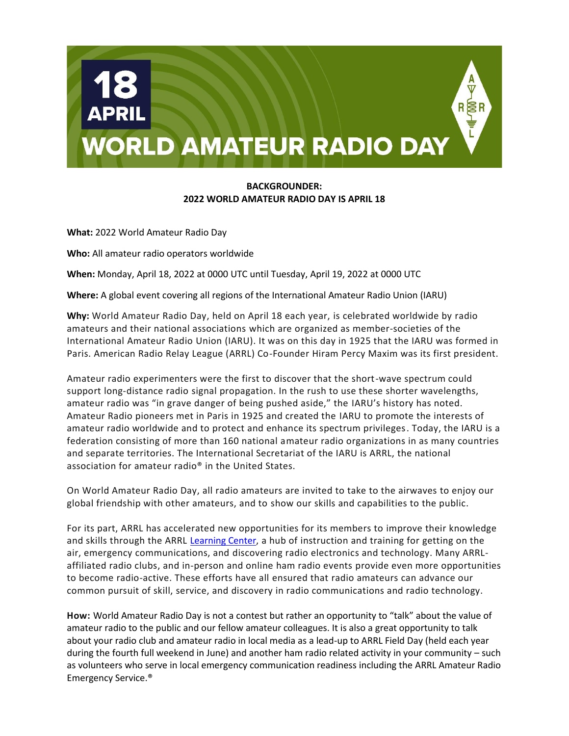# 18 APRIL WORLD AMATEUR RADIO DAY

## BACKGROUNDER: 2022 WORLD AMATEUR RADIO DAY IS APRIL 18

**What:** 2022 World Amateur Radio Day

**Who:** All amateur radio operators worldwide

**When:** Monday, April 18, 2022 at 0000 UTC until Tuesday, April 19, 2022 at 0000 UTC

**Where:** A global event covering all regions of the International Amateur Radio Union (IARU)

**Why:** World Amateur Radio Day, held on April 18 each year, is celebrated worldwide by radio amateurs and their national associations which are organized as member-societies of the International Amateur Radio Union (IARU). It was on this day in 1925 that the IARU was formed in Paris. American Radio Relay League (ARRL) Co-Founder Hiram Percy Maxim was its first president.

Amateur radio experimenters were the first to discover that the short-wave spectrum could support long-distance radio signal propagation. In the rush to use these shorter wavelengths, amateur radio was "in grave danger of being pushed aside," the IARU's history has noted. Amateur Radio pioneers met in Paris in 1925 and created the IARU to promote the interests of amateur radio worldwide and to protect and enhance its spectrum privileges. Today, the IARU is a federation consisting of more than 160 national amateur radio organizations in as many countries and separate territories. The International Secretariat of the IARU is ARRL, the national association for amateur radio® in the United States.

On World Amateur Radio Day, all radio amateurs are invited to take to the airwaves to enjoy our global friendship with other amateurs, and to show our skills and capabilities to the public.

For its part, ARRL has accelerated new opportunities for its members to improve their knowledge and skills through the ARRL Learning Center, a hub of instruction and training for getting on the air, emergency communications, and discovering radio electronics and technology. Many ARRL-affiliated radio clubs, and in-person and online ham radio events provide even more opportunities to become radio-active. These efforts have all ensured that radio amateurs can advance our common pursuit of skill, service, and discovery in radio communications and radio technology.

**How:** World Amateur Radio Day is not a contest but rather an opportunity to "talk" about the value of amateur radio to the public and our fellow amateur colleagues. It is also a great opportunity to talk about your radio club and amateur radio in local media as a lead-up to ARRL Field Day (held each year during the fourth full weekend in June) and another ham radio related activity in your community – such as volunteers who serve in local emergency communication readiness including the ARRL Amateur Radio Emergency Service.®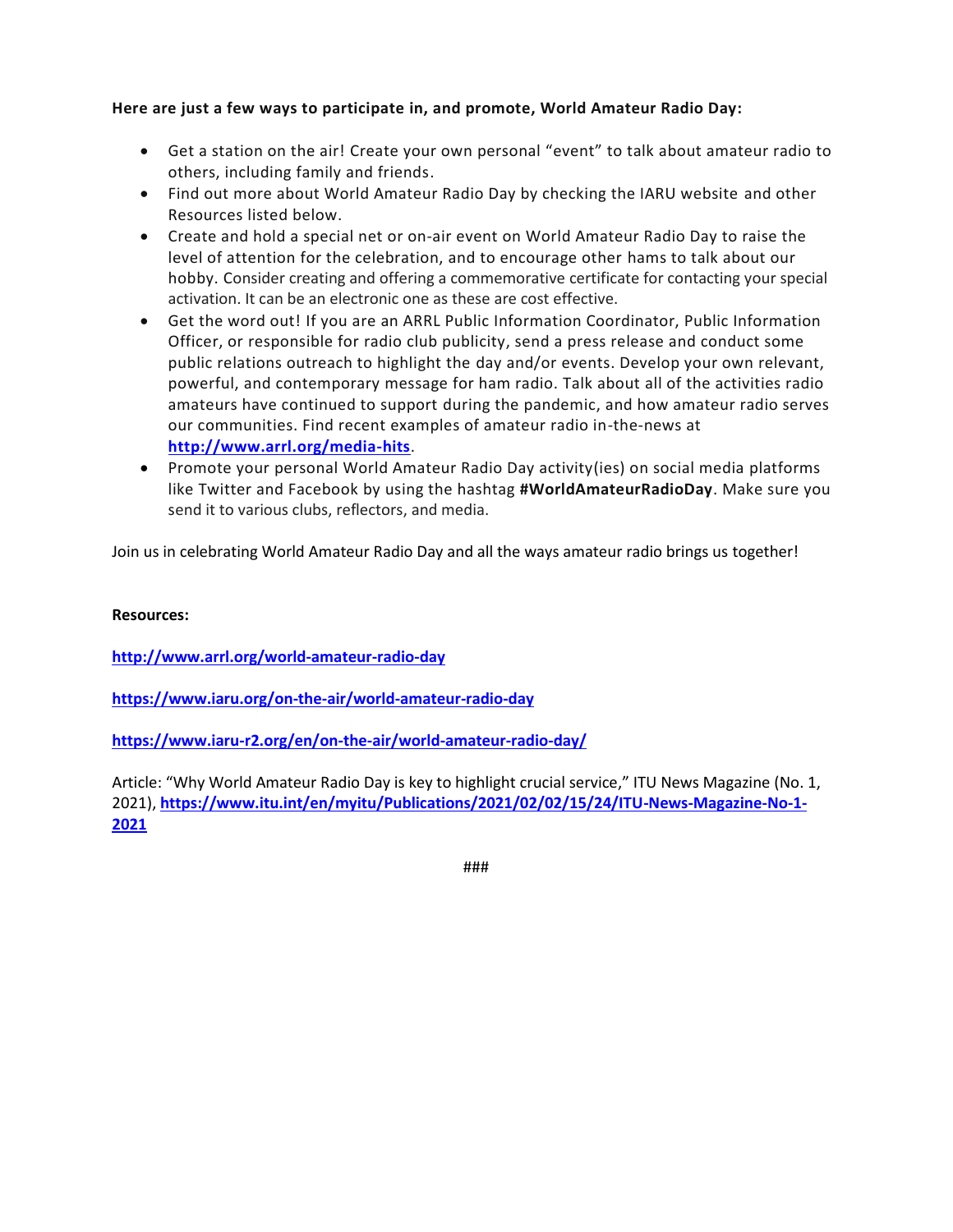**Here are just a few ways to participate in, and promote, World Amateur Radio Day:**

- Get a station on the air! Create your own personal "event" to talk about amateur radio to others, including family and friends.
- Find out more about World Amateur Radio Day by checking the IARU website and other Resources listed below.
- Create and hold a special net or on-air event on World Amateur Radio Day to raise the level of attention for the celebration, and to encourage other hams to talk about our hobby. Consider creating and offering a commemorative certificate for contacting your special activation. It can be an electronic one as these are cost effective.
- Get the word out! If you are an ARRL Public Information Coordinator, Public Information Officer, or responsible for radio club publicity, send a press release and conduct some public relations outreach to highlight the day and/or events. Develop your own relevant, powerful, and contemporary message for ham radio. Talk about all of the activities radio amateurs have continued to support during the pandemic, and how amateur radio serves our communities. Find recent examples of amateur radio in-the-news at **http://www.arrl.org/media-hits**.
- Promote your personal World Amateur Radio Day activity(ies) on social media platforms like Twitter and Facebook by using the hashtag **#WorldAmateurRadioDay**. Make sure you send it to various clubs, reflectors, and media.

Join us in celebrating World Amateur Radio Day and all the ways amateur radio brings us together!

**Resources:**

**http://www.arrl.org/world-amateur-radio-day**

**https://www.iaru.org/on-the-air/world-amateur-radio-day**

**https://www.iaru-r2.org/en/on-the-air/world-amateur-radio-day/**

Article: "Why World Amateur Radio Day is key to highlight crucial service," ITU News Magazine (No. 1, 2021), **https://www.itu.int/en/myitu/Publications/2021/02/02/15/24/ITU-News-Magazine-No-1-2021**

###